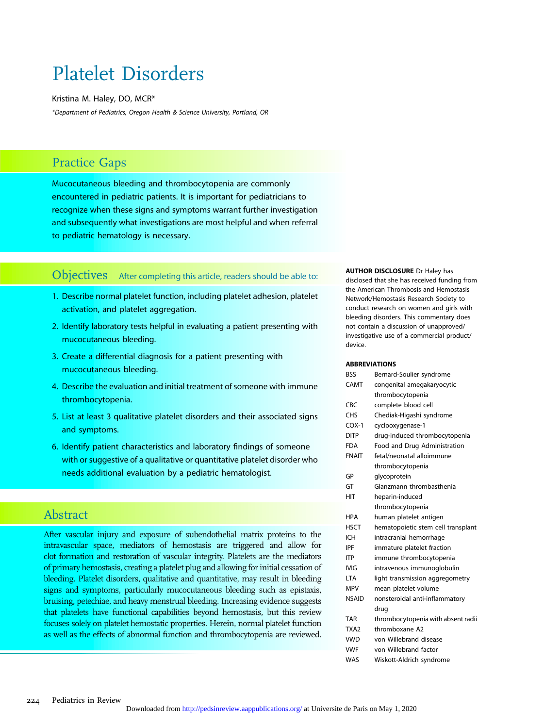# Platelet Disorders

Kristina M. Haley, DO, MCR*

*Department of Pediatrics, Oregon Health & Science University, Portland, OR

## Practice Gaps

Mucocutaneous bleeding and thrombocytopenia are commonly encountered in pediatric patients. It is important for pediatricians to recognize when these signs and symptoms warrant further investigation and subsequently what investigations are most helpful and when referral to pediatric hematology is necessary.

## Objectives

After completing this article, readers should be able to:

1. Describe normal platelet function, including platelet adhesion, platelet activation, and platelet aggregation.
2. Identify laboratory tests helpful in evaluating a patient presenting with mucocutaneous bleeding.
3. Create a differential diagnosis for a patient presenting with mucocutaneous bleeding.
4. Describe the evaluation and initial treatment of someone with immune thrombocytopenia.
5. List at least 3 qualitative platelet disorders and their associated signs and symptoms.
6. Identify patient characteristics and laboratory findings of someone with or suggestive of a qualitative or quantitative platelet disorder who needs additional evaluation by a pediatric hematologist.

## Abstract

After vascular injury and exposure of subendothelial matrix proteins to the intravascular space, mediators of hemostasis are triggered and allow for clot formation and restoration of vascular integrity. Platelets are the mediators of primary hemostasis, creating a platelet plug and allowing for initial cessation of bleeding. Platelet disorders, qualitative and quantitative, may result in bleeding signs and symptoms, particularly mucocutaneous bleeding such as epistaxis, bruising, petechiae, and heavy menstrual bleeding. Increasing evidence suggests that platelets have functional capabilities beyond hemostasis, but this review focuses solely on platelet hemostatic properties. Herein, normal platelet function as well as the effects of abnormal function and thrombocytopenia are reviewed.

**AUTHOR DISCLOSURE** Dr Haley has disclosed that she has received funding from the American Thrombosis and Hemostasis Network/Hemostasis Research Society to conduct research on women and girls with bleeding disorders. This commentary does not contain a discussion of unapproved/investigative use of a commercial product/device.

**ABBREVIATIONS**

| | |
|---|---|
| BSS | Bernard-Soulier syndrome |
| CAMT | congenital amegakaryocytic thrombocytopenia |
| CBC | complete blood cell |
| CHS | Chediak-Higashi syndrome |
| COX-1 | cyclooxygenase-1 |
| DITP | drug-induced thrombocytopenia |
| FDA | Food and Drug Administration |
| FNAIT | fetal/neonatal alloimmune thrombocytopenia |
| GP | glycoprotein |
| GT | Glanzmann thrombasthenia |
| HIT | heparin-induced thrombocytopenia |
| HPA | human platelet antigen |
| HSCT | hematopoietic stem cell transplant |
| ICH | intracranial hemorrhage |
| IPF | immature platelet fraction |
| ITP | immune thrombocytopenia |
| IVIG | intravenous immunoglobulin |
| LTA | light transmission aggregometry |
| MPV | mean platelet volume |
| NSAID | nonsteroidal anti-inflammatory drug |
| TAR | thrombocytopenia with absent radii |
| TXA2 | thromboxane A2 |
| VWD | von Willebrand disease |
| VWF | von Willebrand factor |
| WAS | Wiskott-Aldrich syndrome |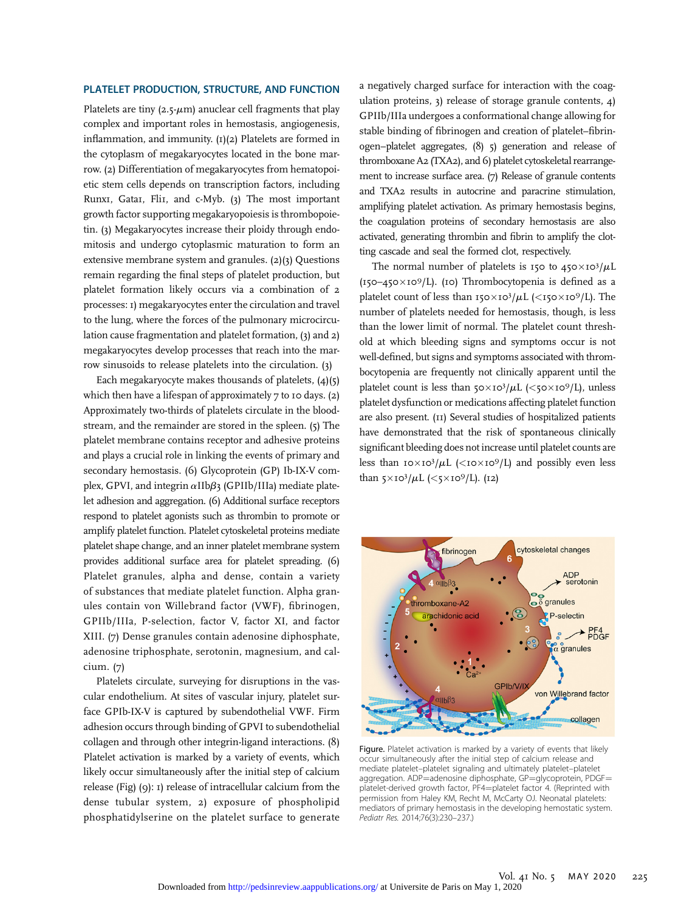## PLATELET PRODUCTION, STRUCTURE, AND FUNCTION

Platelets are tiny (2.5-$\mu$m) anuclear cell fragments that play complex and important roles in hemostasis, angiogenesis, inflammation, and immunity. (1)(2) Platelets are formed in the cytoplasm of megakaryocytes located in the bone marrow. (2) Differentiation of megakaryocytes from hematopoietic stem cells depends on transcription factors, including Runx1, Gata1, Fli1, and c-Myb. (3) The most important growth factor supporting megakaryopoiesis is thrombopoietin. (3) Megakaryocytes increase their ploidy through endomitosis and undergo cytoplasmic maturation to form an extensive membrane system and granules. (2)(3) Questions remain regarding the final steps of platelet production, but platelet formation likely occurs via a combination of 2 processes: 1) megakaryocytes enter the circulation and travel to the lung, where the forces of the pulmonary microcirculation cause fragmentation and platelet formation, (3) and 2) megakaryocytes develop processes that reach into the marrow sinusoids to release platelets into the circulation. (3)

Each megakaryocyte makes thousands of platelets, (4)(5) which then have a lifespan of approximately 7 to 10 days. (2) Approximately two-thirds of platelets circulate in the bloodstream, and the remainder are stored in the spleen. (5) The platelet membrane contains receptor and adhesive proteins and plays a crucial role in linking the events of primary and secondary hemostasis. (6) Glycoprotein (GP) Ib-IX-V complex, GPVI, and integrin $\alpha$IIb$\beta$3 (GPIIb/IIIa) mediate platelet adhesion and aggregation. (6) Additional surface receptors respond to platelet agonists such as thrombin to promote or amplify platelet function. Platelet cytoskeletal proteins mediate platelet shape change, and an inner platelet membrane system provides additional surface area for platelet spreading. (6) Platelet granules, alpha and dense, contain a variety of substances that mediate platelet function. Alpha granules contain von Willebrand factor (VWF), fibrinogen, GPIIb/IIIa, P-selection, factor V, factor XI, and factor XIII. (7) Dense granules contain adenosine diphosphate, adenosine triphosphate, serotonin, magnesium, and calcium. (7)

Platelets circulate, surveying for disruptions in the vascular endothelium. At sites of vascular injury, platelet surface GPIb-IX-V is captured by subendothelial VWF. Firm adhesion occurs through binding of GPVI to subendothelial collagen and through other integrin-ligand interactions. (8) Platelet activation is marked by a variety of events, which likely occur simultaneously after the initial step of calcium release (Fig) (9): 1) release of intracellular calcium from the dense tubular system, 2) exposure of phospholipid phosphatidylserine on the platelet surface to generate a negatively charged surface for interaction with the coagulation proteins, 3) release of storage granule contents, 4) GPIIb/IIIa undergoes a conformational change allowing for stable binding of fibrinogen and creation of platelet–fibrinogen–platelet aggregates, (8) 5) generation and release of thromboxane A2 (TXA2), and 6) platelet cytoskeletal rearrangement to increase surface area. (7) Release of granule contents and TXA2 results in autocrine and paracrine stimulation, amplifying platelet activation. As primary hemostasis begins, the coagulation proteins of secondary hemostasis are also activated, generating thrombin and fibrin to amplify the clotting cascade and seal the formed clot, respectively.

The normal number of platelets is 150 to $450 \times 10^3/\mu$L (150–$450 \times 10^9$/L). (10) Thrombocytopenia is defined as a platelet count of less than $150 \times 10^3/\mu$L ($<150 \times 10^9$/L). The number of platelets needed for hemostasis, though, is less than the lower limit of normal. The platelet count threshold at which bleeding signs and symptoms occur is not well-defined, but signs and symptoms associated with thrombocytopenia are frequently not clinically apparent until the platelet count is less than $50 \times 10^3/\mu$L ($<50 \times 10^9$/L), unless platelet dysfunction or medications affecting platelet function are also present. (11) Several studies of hospitalized patients have demonstrated that the risk of spontaneous clinically significant bleeding does not increase until platelet counts are less than $10 \times 10^3/\mu$L ($<10 \times 10^9$/L) and possibly even less than $5 \times 10^3/\mu$L ($<5 \times 10^9$/L). (12)

fibrinogen
cytoskeletal changes
6
4 $\alpha$IIb$\beta$3
ADP
serotonin
thromboxane-A2
$\delta$ granules
5
arachidonic acid
P-selectin
3
PF4
PDGF
2
$\alpha$ granules
1
$Ca^{2+}$
4
$\alpha$IIb$\beta$3
GPIb/V/IX
von Willebrand factor
collagen

**Figure.** Platelet activation is marked by a variety of events that likely occur simultaneously after the initial step of calcium release and mediate platelet–platelet signaling and ultimately platelet–platelet aggregation. ADP=adenosine diphosphate, GP=glycoprotein, PDGF=platelet-derived growth factor, PF4=platelet factor 4. (Reprinted with permission from Haley KM, Recht M, McCarty OJ. Neonatal platelets: mediators of primary hemostasis in the developing hemostatic system. *Pediatr Res.* 2014;76(3):230–237.)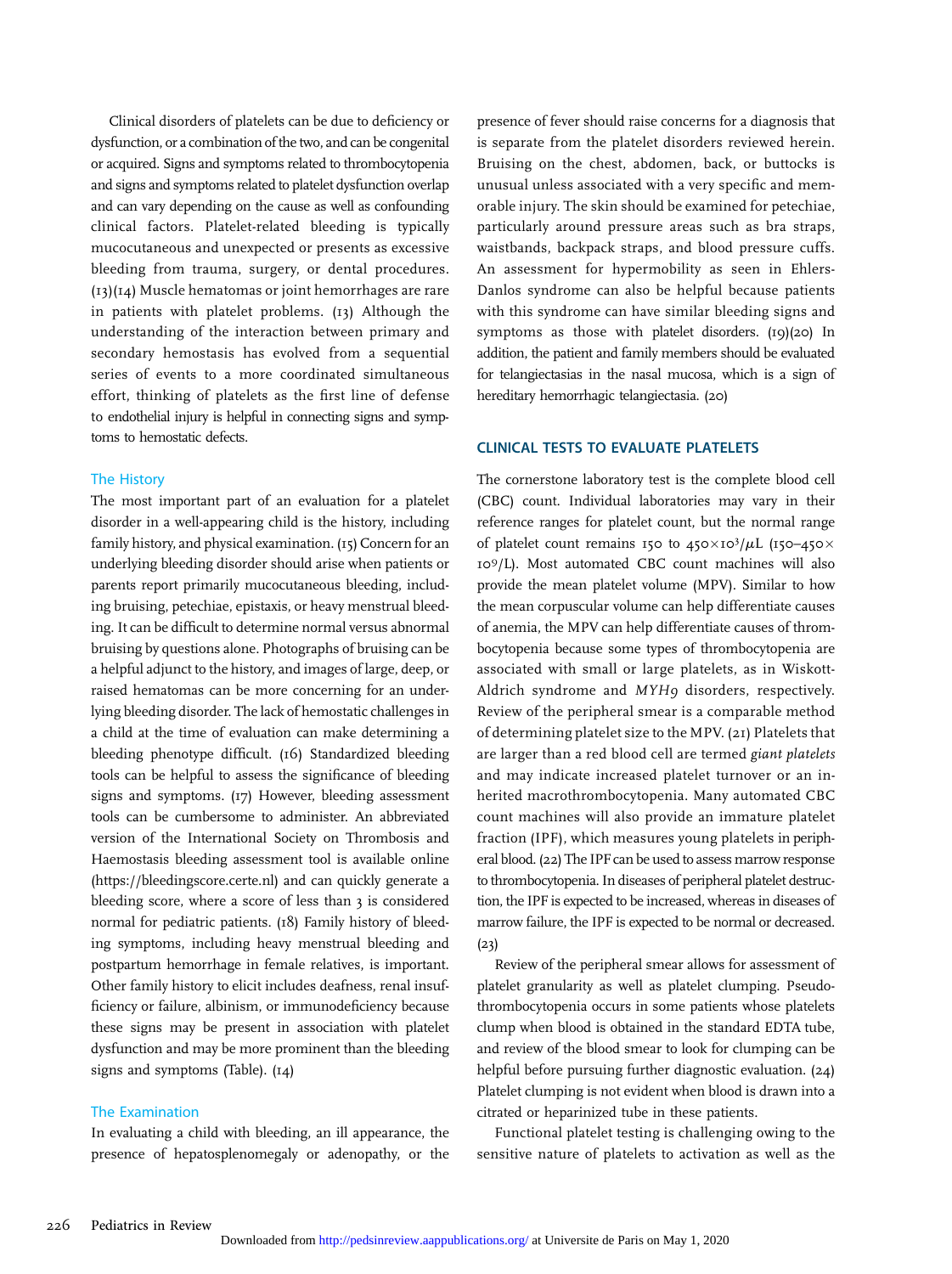Clinical disorders of platelets can be due to deficiency or dysfunction, or a combination of the two, and can be congenital or acquired. Signs and symptoms related to thrombocytopenia and signs and symptoms related to platelet dysfunction overlap and can vary depending on the cause as well as confounding clinical factors. Platelet-related bleeding is typically mucocutaneous and unexpected or presents as excessive bleeding from trauma, surgery, or dental procedures. (13)(14) Muscle hematomas or joint hemorrhages are rare in patients with platelet problems. (13) Although the understanding of the interaction between primary and secondary hemostasis has evolved from a sequential series of events to a more coordinated simultaneous effort, thinking of platelets as the first line of defense to endothelial injury is helpful in connecting signs and symptoms to hemostatic defects.

### The History

The most important part of an evaluation for a platelet disorder in a well-appearing child is the history, including family history, and physical examination. (15) Concern for an underlying bleeding disorder should arise when patients or parents report primarily mucocutaneous bleeding, including bruising, petechiae, epistaxis, or heavy menstrual bleeding. It can be difficult to determine normal versus abnormal bruising by questions alone. Photographs of bruising can be a helpful adjunct to the history, and images of large, deep, or raised hematomas can be more concerning for an underlying bleeding disorder. The lack of hemostatic challenges in a child at the time of evaluation can make determining a bleeding phenotype difficult. (16) Standardized bleeding tools can be helpful to assess the significance of bleeding signs and symptoms. (17) However, bleeding assessment tools can be cumbersome to administer. An abbreviated version of the International Society on Thrombosis and Haemostasis bleeding assessment tool is available online (https://bleedingscore.certe.nl) and can quickly generate a bleeding score, where a score of less than 3 is considered normal for pediatric patients. (18) Family history of bleeding symptoms, including heavy menstrual bleeding and postpartum hemorrhage in female relatives, is important. Other family history to elicit includes deafness, renal insufficiency or failure, albinism, or immunodeficiency because these signs may be present in association with platelet dysfunction and may be more prominent than the bleeding signs and symptoms (Table). (14)

### The Examination

In evaluating a child with bleeding, an ill appearance, the presence of hepatosplenomegaly or adenopathy, or the presence of fever should raise concerns for a diagnosis that is separate from the platelet disorders reviewed herein. Bruising on the chest, abdomen, back, or buttocks is unusual unless associated with a very specific and memorable injury. The skin should be examined for petechiae, particularly around pressure areas such as bra straps, waistbands, backpack straps, and blood pressure cuffs. An assessment for hypermobility as seen in Ehlers-Danlos syndrome can also be helpful because patients with this syndrome can have similar bleeding signs and symptoms as those with platelet disorders. (19)(20) In addition, the patient and family members should be evaluated for telangiectasias in the nasal mucosa, which is a sign of hereditary hemorrhagic telangiectasia. (20)

## CLINICAL TESTS TO EVALUATE PLATELETS

The cornerstone laboratory test is the complete blood cell (CBC) count. Individual laboratories may vary in their reference ranges for platelet count, but the normal range of platelet count remains 150 to $450 \times 10^3/\mu L$ ($150–450 \times 10^9/L$). Most automated CBC count machines will also provide the mean platelet volume (MPV). Similar to how the mean corpuscular volume can help differentiate causes of anemia, the MPV can help differentiate causes of thrombocytopenia because some types of thrombocytopenia are associated with small or large platelets, as in Wiskott-Aldrich syndrome and *MYH9* disorders, respectively. Review of the peripheral smear is a comparable method of determining platelet size to the MPV. (21) Platelets that are larger than a red blood cell are termed *giant platelets* and may indicate increased platelet turnover or an inherited macrothrombocytopenia. Many automated CBC count machines will also provide an immature platelet fraction (IPF), which measures young platelets in peripheral blood. (22) The IPF can be used to assess marrow response to thrombocytopenia. In diseases of peripheral platelet destruction, the IPF is expected to be increased, whereas in diseases of marrow failure, the IPF is expected to be normal or decreased. (23)

Review of the peripheral smear allows for assessment of platelet granularity as well as platelet clumping. Pseudothrombocytopenia occurs in some patients whose platelets clump when blood is obtained in the standard EDTA tube, and review of the blood smear to look for clumping can be helpful before pursuing further diagnostic evaluation. (24) Platelet clumping is not evident when blood is drawn into a citrated or heparinized tube in these patients.

Functional platelet testing is challenging owing to the sensitive nature of platelets to activation as well as the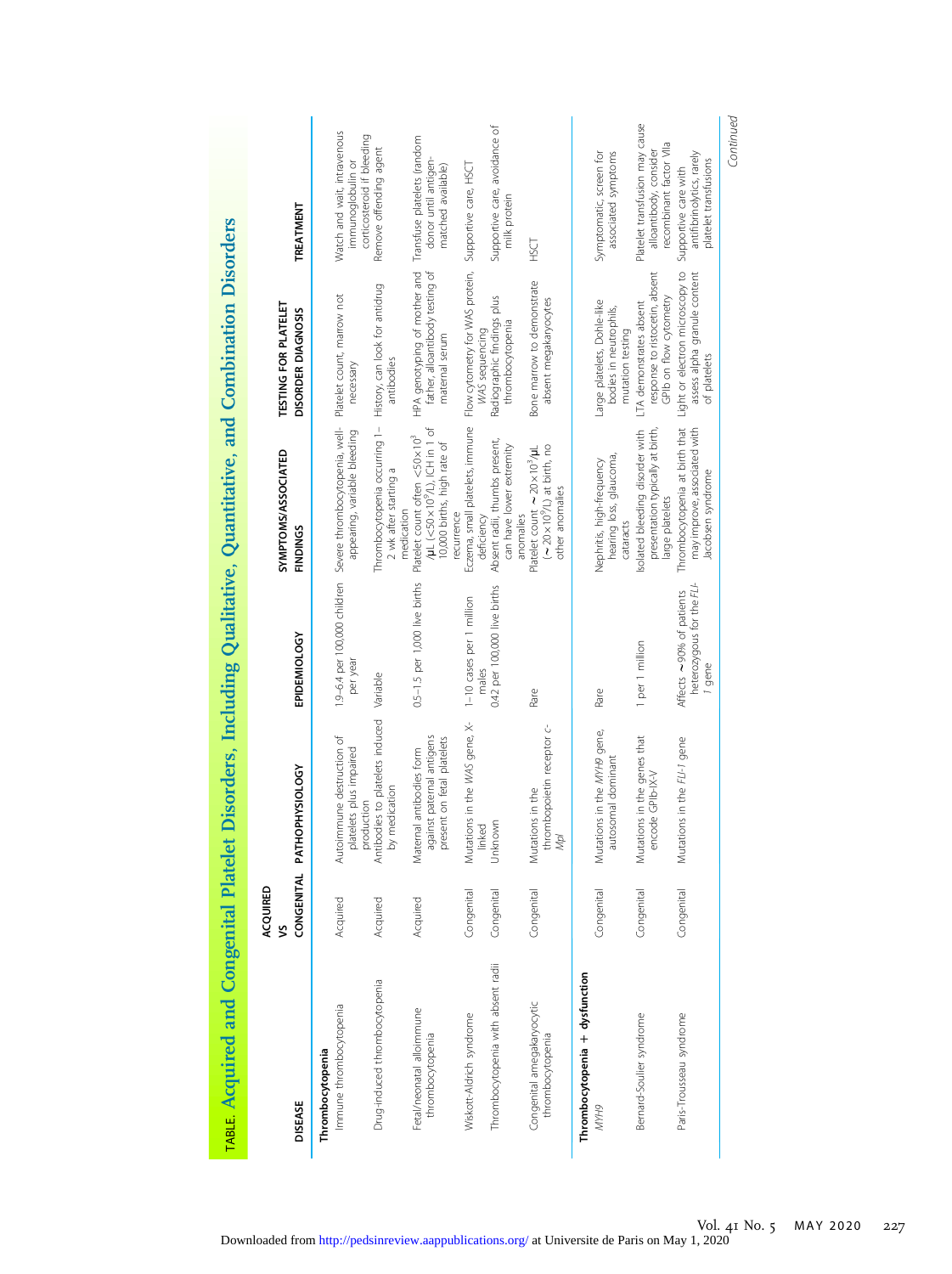TABLE. Acquired and Congenital Platelet Disorders, Including Qualitative, Quantitative, and Combination Disorders

| DISEASE | ACQUIRED VS CONGENITAL | PATHOPHYSIOLOGY | EPIDEMIOLOGY | SYMPTOMS/ASSOCIATED FINDINGS | TESTING FOR PLATELET DISORDER DIAGNOSIS | TREATMENT |
|---|---|---|---|---|---|---|
| **Thrombocytopenia** | | | | | | |
| Immune thrombocytopenia | Acquired | Autoimmune destruction of platelets plus impaired production | 1.9–6.4 per 100,000 children per year | Severe thrombocytopenia, well-appearing, variable bleeding | Platelet count, marrow not necessary | Watch and wait, intravenous immunoglobulin or corticosteroid if bleeding |
| Drug-induced thrombocytopenia | Acquired | Antibodies to platelets induced by medication | Variable | Thrombocytopenia occurring 1–2 wk after starting a medication | History, can look for antidrug antibodies | Remove offending agent |
| Fetal/neonatal alloimmune thrombocytopenia | Acquired | Maternal antibodies form against paternal antigens present on fetal platelets | 0.5–1.5 per 1,000 live births | Platelet count often $<50\times10^3$/μL ($<50\times10^9$/L), ICH in 1 of 10,000 births, high rate of recurrence | HPA genotyping of mother and father, alloantibody testing of maternal serum | Transfuse platelets (random donor until antigen-matched available) |
| Wiskott-Aldrich syndrome | Congenital | Mutations in the *WAS* gene, X-linked | 1–10 cases per 1 million males | Eczema, small platelets, immune deficiency | Flow cytometry for WAS protein, *WAS* sequencing | Supportive care, HSCT |
| Thrombocytopenia with absent radii | Congenital | Unknown | 0.42 per 100,000 live births | Absent radii, thumbs present, can have lower extremity anomalies | Radiographic findings plus thrombocytopenia | Supportive care, avoidance of milk protein |
| Congenital amegakaryocytic thrombocytopenia | Congenital | Mutations in the thrombopoietin receptor c-*Mpl* | Rare | Platelet count ~$20\times10^3$/μL (~$20\times10^9$/L) at birth, no other anomalies | Bone marrow to demonstrate absent megakaryocytes | HSCT |
| **Thrombocytopenia + dysfunction** | | | | | | |
| *MYH9* | Congenital | Mutations in the *MYH9* gene, autosomal dominant | Rare | Nephritis, high-frequency hearing loss, glaucoma, cataracts | Large platelets, Dohle-like bodies in neutrophils, mutation testing | Symptomatic, screen for associated symptoms |
| Bernard-Soulier syndrome | Congenital | Mutations in the genes that encode GPIb-IX-V | 1 per 1 million | Isolated bleeding disorder with presentation typically at birth, large platelets | LTA demonstrates absent response to ristocetin, absent GPIb on flow cytometry | Platelet transfusion may cause alloantibody, consider recombinant factor VIIa |
| Paris-Trousseau syndrome | Congenital | Mutations in the *FLI-1* gene | Affects ~90% of patients heterozygous for the *FLI-1* gene | Thrombocytopenia at birth that may improve, associated with Jacobsen syndrome | Light or electron microscopy to assess alpha granule content of platelets | Supportive care with antifibrinolytics, rarely platelet transfusions |

*Continued*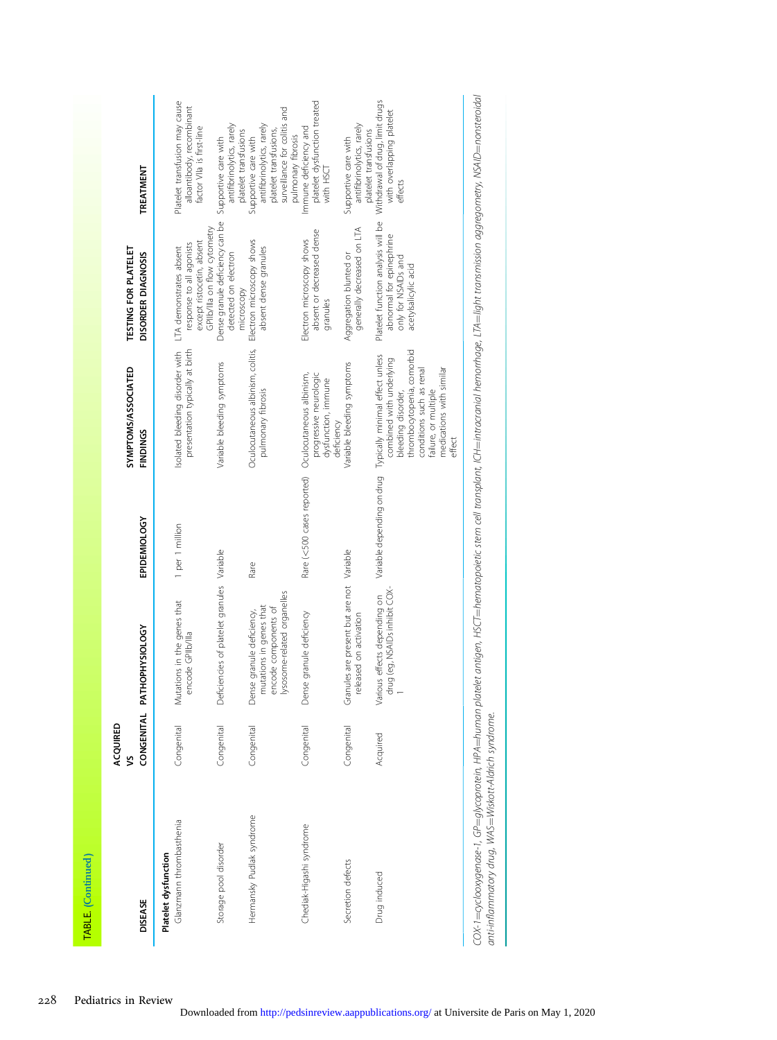TABLE. (Continued)

| DISEASE | ACQUIRED VS CONGENITAL | PATHOPHYSIOLOGY | EPIDEMIOLOGY | SYMPTOMS/ASSOCIATED FINDINGS | TESTING FOR PLATELET DISORDER DIAGNOSIS | TREATMENT |
|---|---|---|---|---|---|---|
| **Platelet dysfunction** | | | | | | |
| Glanzmann thrombasthenia | Congenital | Mutations in the genes that encode GPIIb/IIIa | 1 per 1 million | Isolated bleeding disorder with presentation typically at birth | LTA demonstrates absent response to all agonists except ristocetin, absent GPIIb/IIIa on flow cytometry | Platelet transfusion may cause alloantibody, recombinant factor VIIa is first-line |
| Storage pool disorder | Congenital | Deficiencies of platelet granules | Variable | Variable bleeding symptoms | Dense granule deficiency can be detected on electron microscopy | Supportive care with antifibrinolytics, rarely platelet transfusions |
| Hermansky Pudlak syndrome | Congenital | Dense granule deficiency, mutations in genes that encode components of lysosome-related organelles | Rare | Oculocutaneous albinism, colitis, pulmonary fibrosis | Electron microscopy shows absent dense granules | Supportive care with antifibrinolytics, rarely platelet transfusions, surveillance for colitis and pulmonary fibrosis |
| Chedak-Higashi syndrome | Congenital | Dense granule deficiency | Rare (<500 cases reported) | Oculocutaneous albinism, progressive neurologic dysfunction, immune deficiency | Electron microscopy shows absent or decreased dense granules | Immune deficiency and platelet dysfunction treated with HSCT |
| Secretion defects | Congenital | Granules are present but are not released on activation | Variable | Variable bleeding symptoms | Aggregation blunted or generally decreased on LTA | Supportive care with antifibrinolytics, rarely platelet transfusions |
| Drug induced | Acquired | Various effects depending on drug (eg, NSAIDs inhibit COX-1 | Variable depending on drug | Typically minimal effect unless combined with underlying bleeding disorder, thrombocytopenia, comorbid conditions such as renal failure, or multiple medications with similar effect | Platelet function analysis will be abnormal for epinephrine only for NSAIDs and acetylsalicylic acid | Withdrawal of drug, limit drugs with overlapping platelet effects |

*COX-1=cyclooxygenase-1, GP=glycoprotein, HPA=human platelet antigen, HSCT=hematopoietic stem cell transplant, ICH=intracranial hemorrhage, LTA=light transmission aggregometry, NSAID=nonsteroidal anti-inflammatory drug, WAS=Wiskott-Aldrich syndrome.*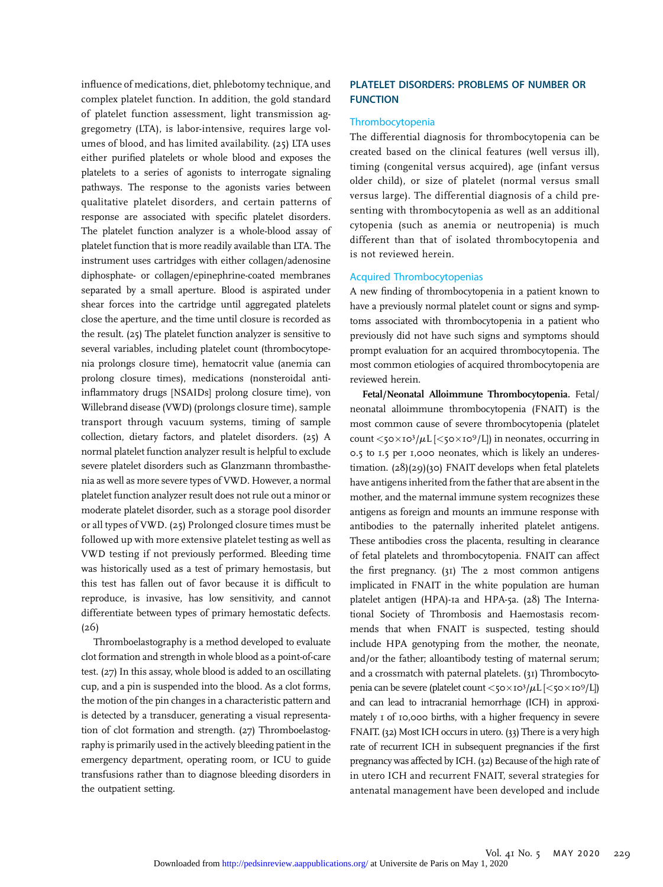influence of medications, diet, phlebotomy technique, and complex platelet function. In addition, the gold standard of platelet function assessment, light transmission aggregometry (LTA), is labor-intensive, requires large volumes of blood, and has limited availability. (25) LTA uses either purified platelets or whole blood and exposes the platelets to a series of agonists to interrogate signaling pathways. The response to the agonists varies between qualitative platelet disorders, and certain patterns of response are associated with specific platelet disorders. The platelet function analyzer is a whole-blood assay of platelet function that is more readily available than LTA. The instrument uses cartridges with either collagen/adenosine diphosphate- or collagen/epinephrine-coated membranes separated by a small aperture. Blood is aspirated under shear forces into the cartridge until aggregated platelets close the aperture, and the time until closure is recorded as the result. (25) The platelet function analyzer is sensitive to several variables, including platelet count (thrombocytopenia prolongs closure time), hematocrit value (anemia can prolong closure times), medications (nonsteroidal anti-inflammatory drugs [NSAIDs] prolong closure time), von Willebrand disease (VWD) (prolongs closure time), sample transport through vacuum systems, timing of sample collection, dietary factors, and platelet disorders. (25) A normal platelet function analyzer result is helpful to exclude severe platelet disorders such as Glanzmann thrombasthenia as well as more severe types of VWD. However, a normal platelet function analyzer result does not rule out a minor or moderate platelet disorder, such as a storage pool disorder or all types of VWD. (25) Prolonged closure times must be followed up with more extensive platelet testing as well as VWD testing if not previously performed. Bleeding time was historically used as a test of primary hemostasis, but this test has fallen out of favor because it is difficult to reproduce, is invasive, has low sensitivity, and cannot differentiate between types of primary hemostatic defects. (26)

Thromboelastography is a method developed to evaluate clot formation and strength in whole blood as a point-of-care test. (27) In this assay, whole blood is added to an oscillating cup, and a pin is suspended into the blood. As a clot forms, the motion of the pin changes in a characteristic pattern and is detected by a transducer, generating a visual representation of clot formation and strength. (27) Thromboelastography is primarily used in the actively bleeding patient in the emergency department, operating room, or ICU to guide transfusions rather than to diagnose bleeding disorders in the outpatient setting.

## PLATELET DISORDERS: PROBLEMS OF NUMBER OR FUNCTION

### Thrombocytopenia

The differential diagnosis for thrombocytopenia can be created based on the clinical features (well versus ill), timing (congenital versus acquired), age (infant versus older child), or size of platelet (normal versus small versus large). The differential diagnosis of a child presenting with thrombocytopenia as well as an additional cytopenia (such as anemia or neutropenia) is much different than that of isolated thrombocytopenia and is not reviewed herein.

### Acquired Thrombocytopenias

A new finding of thrombocytopenia in a patient known to have a previously normal platelet count or signs and symptoms associated with thrombocytopenia in a patient who previously did not have such signs and symptoms should prompt evaluation for an acquired thrombocytopenia. The most common etiologies of acquired thrombocytopenia are reviewed herein.

**Fetal/Neonatal Alloimmune Thrombocytopenia.** Fetal/neonatal alloimmune thrombocytopenia (FNAIT) is the most common cause of severe thrombocytopenia (platelet count $<50\times10^3/\mu L$ [$<50\times10^9/L$]) in neonates, occurring in 0.5 to 1.5 per 1,000 neonates, which is likely an underestimation. (28)(29)(30) FNAIT develops when fetal platelets have antigens inherited from the father that are absent in the mother, and the maternal immune system recognizes these antigens as foreign and mounts an immune response with antibodies to the paternally inherited platelet antigens. These antibodies cross the placenta, resulting in clearance of fetal platelets and thrombocytopenia. FNAIT can affect the first pregnancy. (31) The 2 most common antigens implicated in FNAIT in the white population are human platelet antigen (HPA)-1a and HPA-5a. (28) The International Society of Thrombosis and Haemostasis recommends that when FNAIT is suspected, testing should include HPA genotyping from the mother, the neonate, and/or the father; alloantibody testing of maternal serum; and a crossmatch with paternal platelets. (31) Thrombocytopenia can be severe (platelet count $<50\times10^3/\mu L$ [$<50\times10^9/L$]) and can lead to intracranial hemorrhage (ICH) in approximately 1 of 10,000 births, with a higher frequency in severe FNAIT. (32) Most ICH occurs in utero. (33) There is a very high rate of recurrent ICH in subsequent pregnancies if the first pregnancy was affected by ICH. (32) Because of the high rate of in utero ICH and recurrent FNAIT, several strategies for antenatal management have been developed and include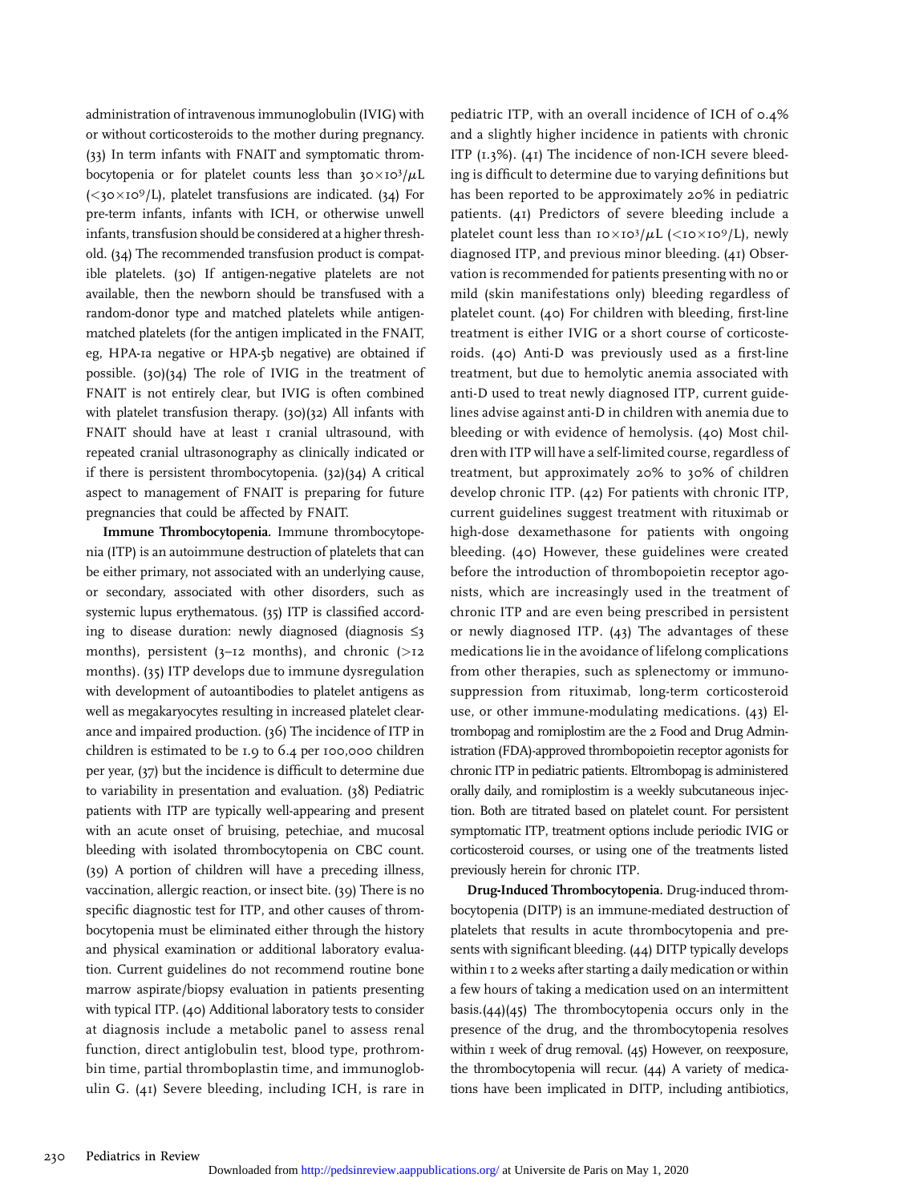administration of intravenous immunoglobulin (IVIG) with or without corticosteroids to the mother during pregnancy. (33) In term infants with FNAIT and symptomatic thrombocytopenia or for platelet counts less than $30\times10^3/\mu L$ ($<30\times10^9/L$), platelet transfusions are indicated. (34) For pre-term infants, infants with ICH, or otherwise unwell infants, transfusion should be considered at a higher threshold. (34) The recommended transfusion product is compatible platelets. (30) If antigen-negative platelets are not available, then the newborn should be transfused with a random-donor type and matched platelets while antigen-matched platelets (for the antigen implicated in the FNAIT, eg, HPA-1a negative or HPA-5b negative) are obtained if possible. (30)(34) The role of IVIG in the treatment of FNAIT is not entirely clear, but IVIG is often combined with platelet transfusion therapy. (30)(32) All infants with FNAIT should have at least 1 cranial ultrasound, with repeated cranial ultrasonography as clinically indicated or if there is persistent thrombocytopenia. (32)(34) A critical aspect to management of FNAIT is preparing for future pregnancies that could be affected by FNAIT.

**Immune Thrombocytopenia.** Immune thrombocytopenia (ITP) is an autoimmune destruction of platelets that can be either primary, not associated with an underlying cause, or secondary, associated with other disorders, such as systemic lupus erythematous. (35) ITP is classified according to disease duration: newly diagnosed (diagnosis ≤3 months), persistent (3–12 months), and chronic (>12 months). (35) ITP develops due to immune dysregulation with development of autoantibodies to platelet antigens as well as megakaryocytes resulting in increased platelet clearance and impaired production. (36) The incidence of ITP in children is estimated to be 1.9 to 6.4 per 100,000 children per year, (37) but the incidence is difficult to determine due to variability in presentation and evaluation. (38) Pediatric patients with ITP are typically well-appearing and present with an acute onset of bruising, petechiae, and mucosal bleeding with isolated thrombocytopenia on CBC count. (39) A portion of children will have a preceding illness, vaccination, allergic reaction, or insect bite. (39) There is no specific diagnostic test for ITP, and other causes of thrombocytopenia must be eliminated either through the history and physical examination or additional laboratory evaluation. Current guidelines do not recommend routine bone marrow aspirate/biopsy evaluation in patients presenting with typical ITP. (40) Additional laboratory tests to consider at diagnosis include a metabolic panel to assess renal function, direct antiglobulin test, blood type, prothrombin time, partial thromboplastin time, and immunoglobulin G. (41) Severe bleeding, including ICH, is rare in pediatric ITP, with an overall incidence of ICH of 0.4% and a slightly higher incidence in patients with chronic ITP (1.3%). (41) The incidence of non-ICH severe bleeding is difficult to determine due to varying definitions but has been reported to be approximately 20% in pediatric patients. (41) Predictors of severe bleeding include a platelet count less than $10\times10^3/\mu L$ ($<10\times10^9/L$), newly diagnosed ITP, and previous minor bleeding. (41) Observation is recommended for patients presenting with no or mild (skin manifestations only) bleeding regardless of platelet count. (40) For children with bleeding, first-line treatment is either IVIG or a short course of corticosteroids. (40) Anti-D was previously used as a first-line treatment, but due to hemolytic anemia associated with anti-D used to treat newly diagnosed ITP, current guidelines advise against anti-D in children with anemia due to bleeding or with evidence of hemolysis. (40) Most children with ITP will have a self-limited course, regardless of treatment, but approximately 20% to 30% of children develop chronic ITP. (42) For patients with chronic ITP, current guidelines suggest treatment with rituximab or high-dose dexamethasone for patients with ongoing bleeding. (40) However, these guidelines were created before the introduction of thrombopoietin receptor agonists, which are increasingly used in the treatment of chronic ITP and are even being prescribed in persistent or newly diagnosed ITP. (43) The advantages of these medications lie in the avoidance of lifelong complications from other therapies, such as splenectomy or immunosuppression from rituximab, long-term corticosteroid use, or other immune-modulating medications. (43) Eltrombopag and romiplostim are the 2 Food and Drug Administration (FDA)-approved thrombopoietin receptor agonists for chronic ITP in pediatric patients. Eltrombopag is administered orally daily, and romiplostim is a weekly subcutaneous injection. Both are titrated based on platelet count. For persistent symptomatic ITP, treatment options include periodic IVIG or corticosteroid courses, or using one of the treatments listed previously herein for chronic ITP.

**Drug-Induced Thrombocytopenia.** Drug-induced thrombocytopenia (DITP) is an immune-mediated destruction of platelets that results in acute thrombocytopenia and presents with significant bleeding. (44) DITP typically develops within 1 to 2 weeks after starting a daily medication or within a few hours of taking a medication used on an intermittent basis.(44)(45) The thrombocytopenia occurs only in the presence of the drug, and the thrombocytopenia resolves within 1 week of drug removal. (45) However, on reexposure, the thrombocytopenia will recur. (44) A variety of medications have been implicated in DITP, including antibiotics,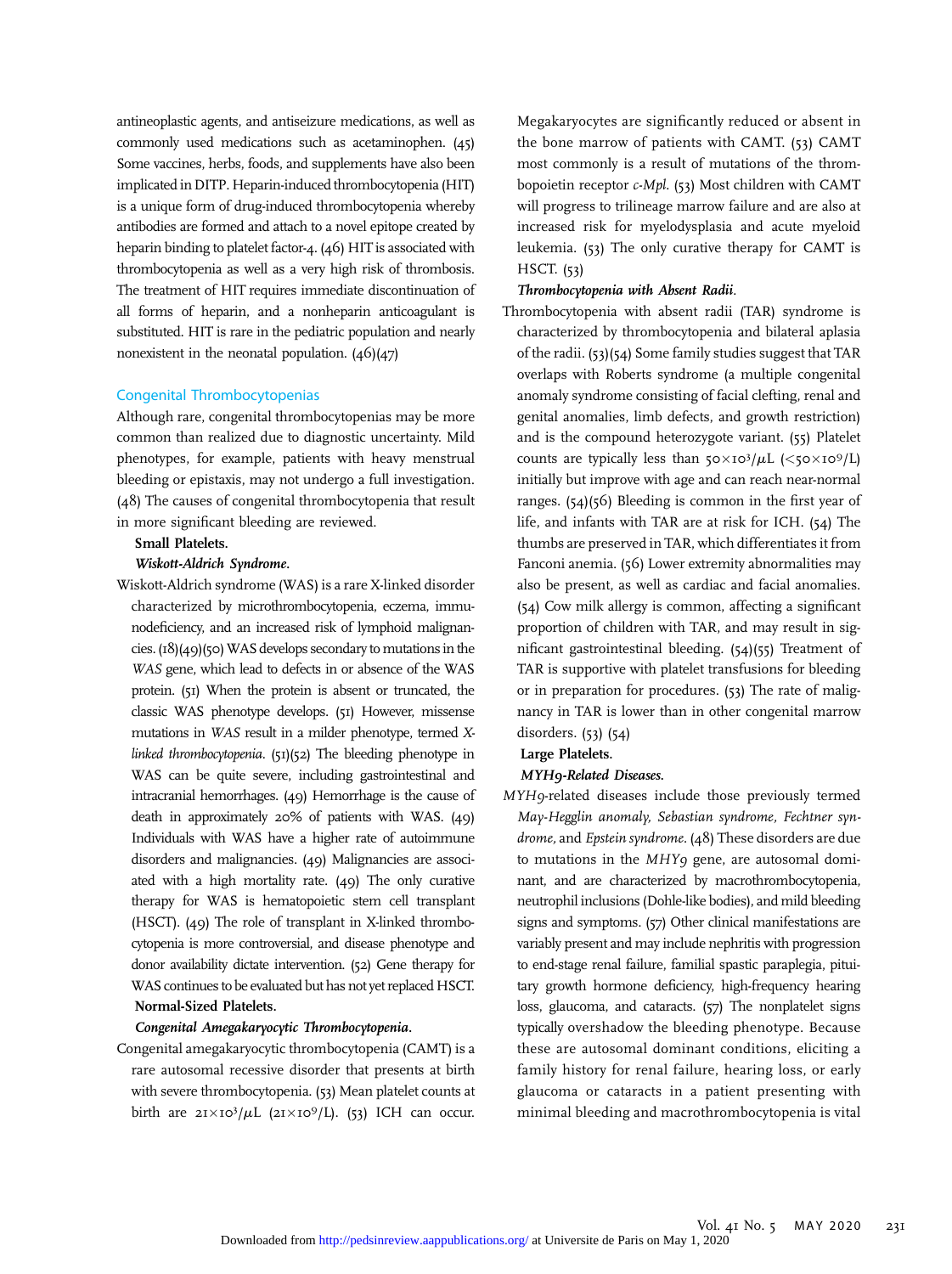antineoplastic agents, and antiseizure medications, as well as commonly used medications such as acetaminophen. (45) Some vaccines, herbs, foods, and supplements have also been implicated in DITP. Heparin-induced thrombocytopenia (HIT) is a unique form of drug-induced thrombocytopenia whereby antibodies are formed and attach to a novel epitope created by heparin binding to platelet factor-4. (46) HIT is associated with thrombocytopenia as well as a very high risk of thrombosis. The treatment of HIT requires immediate discontinuation of all forms of heparin, and a nonheparin anticoagulant is substituted. HIT is rare in the pediatric population and nearly nonexistent in the neonatal population. (46)(47)

## Congenital Thrombocytopenias

Although rare, congenital thrombocytopenias may be more common than realized due to diagnostic uncertainty. Mild phenotypes, for example, patients with heavy menstrual bleeding or epistaxis, may not undergo a full investigation. (48) The causes of congenital thrombocytopenia that result in more significant bleeding are reviewed.

### Small Platelets.

#### *Wiskott-Aldrich Syndrome.*

Wiskott-Aldrich syndrome (WAS) is a rare X-linked disorder characterized by microthrombocytopenia, eczema, immunodeficiency, and an increased risk of lymphoid malignancies. (18)(49)(50) WAS develops secondary to mutations in the *WAS* gene, which lead to defects in or absence of the WAS protein. (51) When the protein is absent or truncated, the classic WAS phenotype develops. (51) However, missense mutations in *WAS* result in a milder phenotype, termed *X-linked thrombocytopenia.* (51)(52) The bleeding phenotype in WAS can be quite severe, including gastrointestinal and intracranial hemorrhages. (49) Hemorrhage is the cause of death in approximately 20% of patients with WAS. (49) Individuals with WAS have a higher rate of autoimmune disorders and malignancies. (49) Malignancies are associated with a high mortality rate. (49) The only curative therapy for WAS is hematopoietic stem cell transplant (HSCT). (49) The role of transplant in X-linked thrombocytopenia is more controversial, and disease phenotype and donor availability dictate intervention. (52) Gene therapy for WAS continues to be evaluated but has not yet replaced HSCT.

### Normal-Sized Platelets.

#### *Congenital Amegakaryocytic Thrombocytopenia.*

Congenital amegakaryocytic thrombocytopenia (CAMT) is a rare autosomal recessive disorder that presents at birth with severe thrombocytopenia. (53) Mean platelet counts at birth are $21 \times 10^3/\mu L$ ($21 \times 10^9/L$). (53) ICH can occur. Megakaryocytes are significantly reduced or absent in the bone marrow of patients with CAMT. (53) CAMT most commonly is a result of mutations of the thrombopoietin receptor *c-Mpl*. (53) Most children with CAMT will progress to trilineage marrow failure and are also at increased risk for myelodysplasia and acute myeloid leukemia. (53) The only curative therapy for CAMT is HSCT. (53)

#### *Thrombocytopenia with Absent Radii.*

Thrombocytopenia with absent radii (TAR) syndrome is characterized by thrombocytopenia and bilateral aplasia of the radii. (53)(54) Some family studies suggest that TAR overlaps with Roberts syndrome (a multiple congenital anomaly syndrome consisting of facial clefting, renal and genital anomalies, limb defects, and growth restriction) and is the compound heterozygote variant. (55) Platelet counts are typically less than $50 \times 10^3/\mu L$ ($<50 \times 10^9/L$) initially but improve with age and can reach near-normal ranges. (54)(56) Bleeding is common in the first year of life, and infants with TAR are at risk for ICH. (54) The thumbs are preserved in TAR, which differentiates it from Fanconi anemia. (56) Lower extremity abnormalities may also be present, as well as cardiac and facial anomalies. (54) Cow milk allergy is common, affecting a significant proportion of children with TAR, and may result in significant gastrointestinal bleeding. (54)(55) Treatment of TAR is supportive with platelet transfusions for bleeding or in preparation for procedures. (53) The rate of malignancy in TAR is lower than in other congenital marrow disorders. (53) (54)

### Large Platelets.

#### *MYH9-Related Diseases.*

*MYH9*-related diseases include those previously termed *May-Hegglin anomaly, Sebastian syndrome, Fechtner syndrome,* and *Epstein syndrome.* (48) These disorders are due to mutations in the *MHY9* gene, are autosomal dominant, and are characterized by macrothrombocytopenia, neutrophil inclusions (Dohle-like bodies), and mild bleeding signs and symptoms. (57) Other clinical manifestations are variably present and may include nephritis with progression to end-stage renal failure, familial spastic paraplegia, pituitary growth hormone deficiency, high-frequency hearing loss, glaucoma, and cataracts. (57) The nonplatelet signs typically overshadow the bleeding phenotype. Because these are autosomal dominant conditions, eliciting a family history for renal failure, hearing loss, or early glaucoma or cataracts in a patient presenting with minimal bleeding and macrothrombocytopenia is vital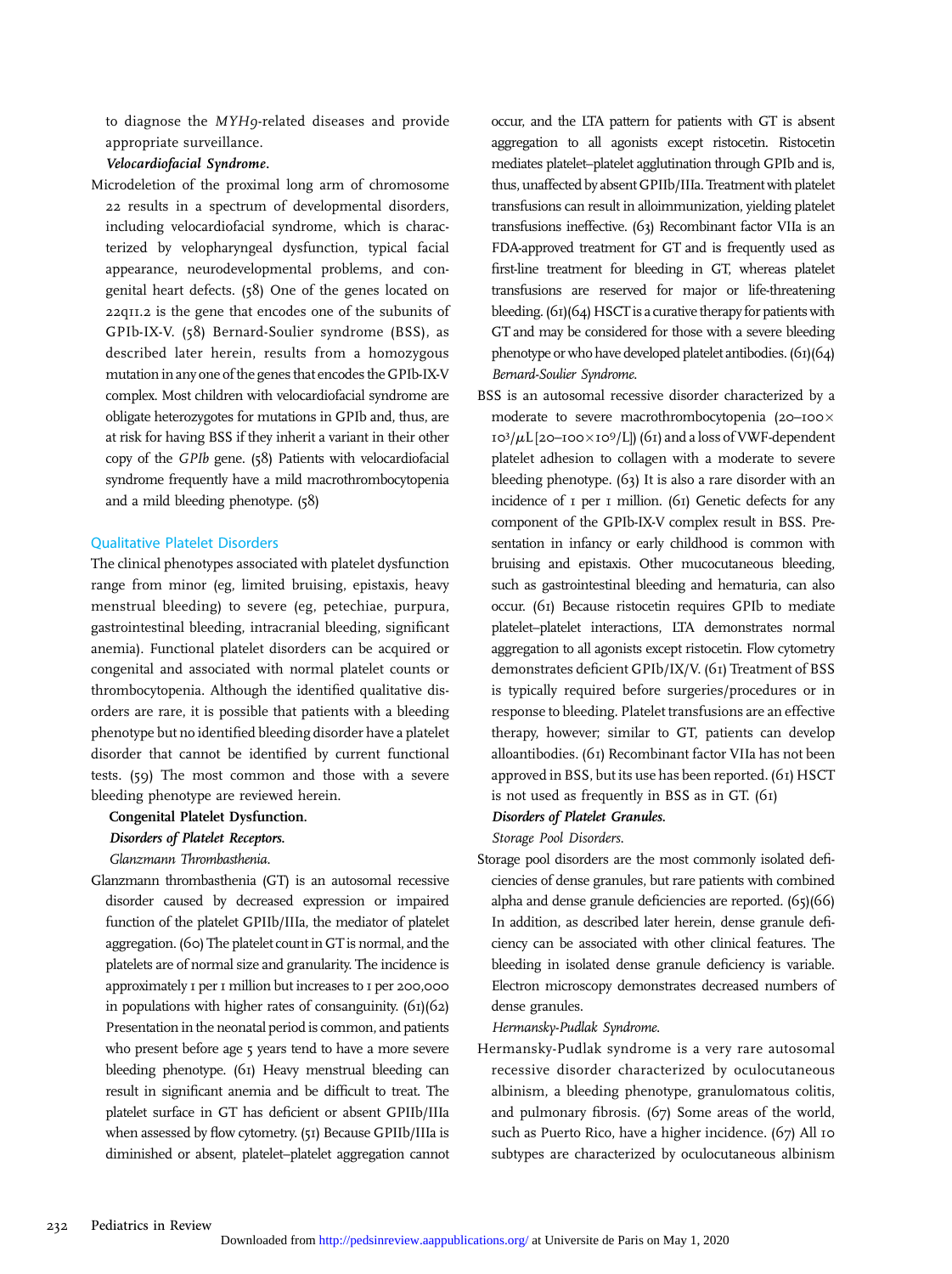to diagnose the *MYH9*-related diseases and provide appropriate surveillance.

*Velocardiofacial Syndrome.*

Microdeletion of the proximal long arm of chromosome 22 results in a spectrum of developmental disorders, including velocardiofacial syndrome, which is characterized by velopharyngeal dysfunction, typical facial appearance, neurodevelopmental problems, and congenital heart defects. (58) One of the genes located on 22q11.2 is the gene that encodes one of the subunits of GPIb-IX-V. (58) Bernard-Soulier syndrome (BSS), as described later herein, results from a homozygous mutation in any one of the genes that encodes the GPIb-IX-V complex. Most children with velocardiofacial syndrome are obligate heterozygotes for mutations in GPIb and, thus, are at risk for having BSS if they inherit a variant in their other copy of the *GPIb* gene. (58) Patients with velocardiofacial syndrome frequently have a mild macrothrombocytopenia and a mild bleeding phenotype. (58)

## Qualitative Platelet Disorders

The clinical phenotypes associated with platelet dysfunction range from minor (eg, limited bruising, epistaxis, heavy menstrual bleeding) to severe (eg, petechiae, purpura, gastrointestinal bleeding, intracranial bleeding, significant anemia). Functional platelet disorders can be acquired or congenital and associated with normal platelet counts or thrombocytopenia. Although the identified qualitative disorders are rare, it is possible that patients with a bleeding phenotype but no identified bleeding disorder have a platelet disorder that cannot be identified by current functional tests. (59) The most common and those with a severe bleeding phenotype are reviewed herein.

### Congenital Platelet Dysfunction.

#### *Disorders of Platelet Receptors.*

*Glanzmann Thrombasthenia.*

Glanzmann thrombasthenia (GT) is an autosomal recessive disorder caused by decreased expression or impaired function of the platelet GPIIb/IIIa, the mediator of platelet aggregation. (60) The platelet count in GT is normal, and the platelets are of normal size and granularity. The incidence is approximately 1 per 1 million but increases to 1 per 200,000 in populations with higher rates of consanguinity. (61)(62) Presentation in the neonatal period is common, and patients who present before age 5 years tend to have a more severe bleeding phenotype. (61) Heavy menstrual bleeding can result in significant anemia and be difficult to treat. The platelet surface in GT has deficient or absent GPIIb/IIIa when assessed by flow cytometry. (51) Because GPIIb/IIIa is diminished or absent, platelet–platelet aggregation cannot occur, and the LTA pattern for patients with GT is absent aggregation to all agonists except ristocetin. Ristocetin mediates platelet–platelet agglutination through GPIb and is, thus, unaffected by absent GPIIb/IIIa. Treatment with platelet transfusions can result in alloimmunization, yielding platelet transfusions ineffective. (63) Recombinant factor VIIa is an FDA-approved treatment for GT and is frequently used as first-line treatment for bleeding in GT, whereas platelet transfusions are reserved for major or life-threatening bleeding. (61)(64) HSCT is a curative therapy for patients with GT and may be considered for those with a severe bleeding phenotype or who have developed platelet antibodies. (61)(64)

*Bernard-Soulier Syndrome.*

BSS is an autosomal recessive disorder characterized by a moderate to severe macrothrombocytopenia ($20–100\times 10^3/\mu L$ [$20–100\times 10^9/L$]) (61) and a loss of VWF-dependent platelet adhesion to collagen with a moderate to severe bleeding phenotype. (63) It is also a rare disorder with an incidence of 1 per 1 million. (61) Genetic defects for any component of the GPIb-IX-V complex result in BSS. Presentation in infancy or early childhood is common with bruising and epistaxis. Other mucocutaneous bleeding, such as gastrointestinal bleeding and hematuria, can also occur. (61) Because ristocetin requires GPIb to mediate platelet–platelet interactions, LTA demonstrates normal aggregation to all agonists except ristocetin. Flow cytometry demonstrates deficient GPIb/IX/V. (61) Treatment of BSS is typically required before surgeries/procedures or in response to bleeding. Platelet transfusions are an effective therapy, however; similar to GT, patients can develop alloantibodies. (61) Recombinant factor VIIa has not been approved in BSS, but its use has been reported. (61) HSCT is not used as frequently in BSS as in GT. (61)

#### *Disorders of Platelet Granules.*

*Storage Pool Disorders.*

Storage pool disorders are the most commonly isolated deficiencies of dense granules, but rare patients with combined alpha and dense granule deficiencies are reported. (65)(66) In addition, as described later herein, dense granule deficiency can be associated with other clinical features. The bleeding in isolated dense granule deficiency is variable. Electron microscopy demonstrates decreased numbers of dense granules.

*Hermansky-Pudlak Syndrome.*

Hermansky-Pudlak syndrome is a very rare autosomal recessive disorder characterized by oculocutaneous albinism, a bleeding phenotype, granulomatous colitis, and pulmonary fibrosis. (67) Some areas of the world, such as Puerto Rico, have a higher incidence. (67) All 10 subtypes are characterized by oculocutaneous albinism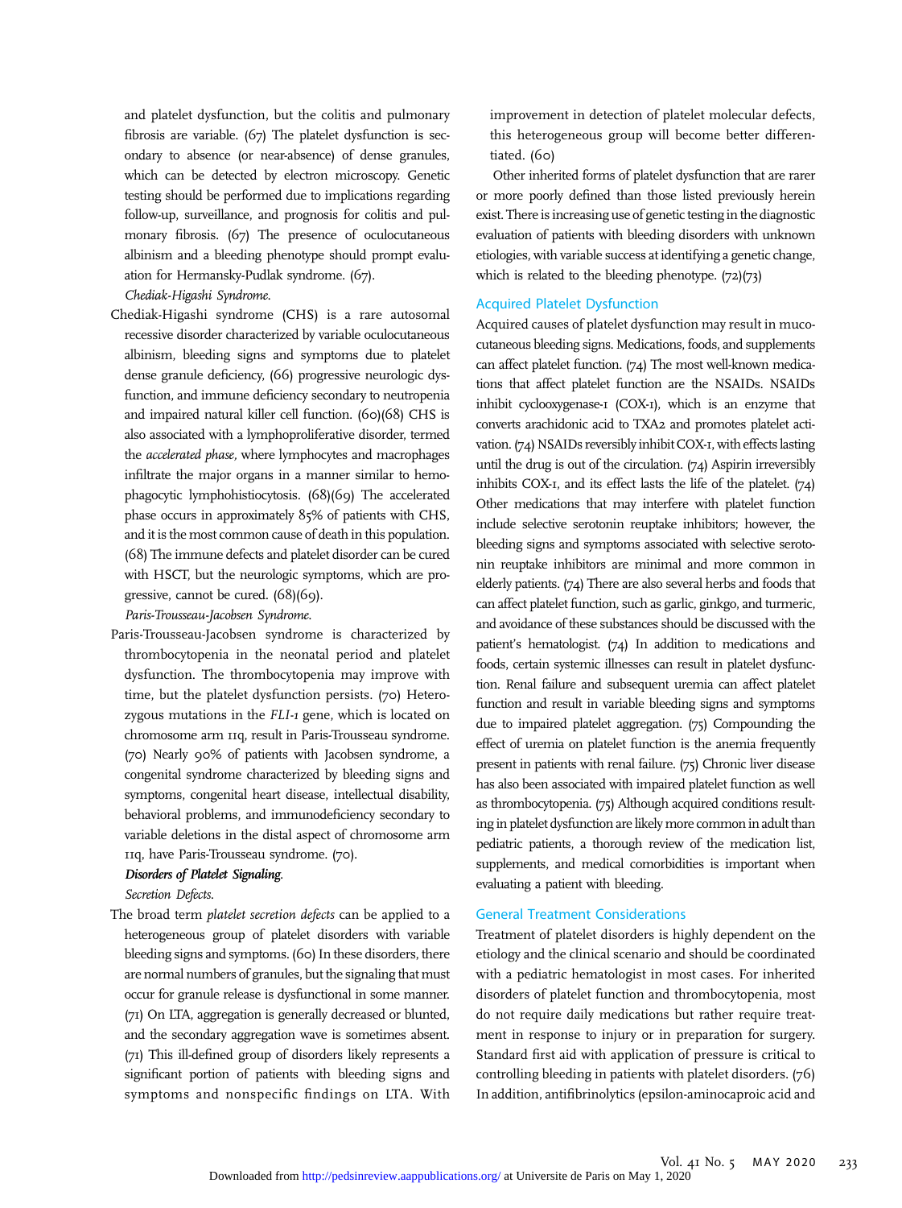and platelet dysfunction, but the colitis and pulmonary fibrosis are variable. (67) The platelet dysfunction is secondary to absence (or near-absence) of dense granules, which can be detected by electron microscopy. Genetic testing should be performed due to implications regarding follow-up, surveillance, and prognosis for colitis and pulmonary fibrosis. (67) The presence of oculocutaneous albinism and a bleeding phenotype should prompt evaluation for Hermansky-Pudlak syndrome. (67).

*Chediak-Higashi Syndrome.*

Chediak-Higashi syndrome (CHS) is a rare autosomal recessive disorder characterized by variable oculocutaneous albinism, bleeding signs and symptoms due to platelet dense granule deficiency, (66) progressive neurologic dysfunction, and immune deficiency secondary to neutropenia and impaired natural killer cell function. (60)(68) CHS is also associated with a lymphoproliferative disorder, termed the *accelerated phase,* where lymphocytes and macrophages infiltrate the major organs in a manner similar to hemophagocytic lymphohistiocytosis. (68)(69) The accelerated phase occurs in approximately 85% of patients with CHS, and it is the most common cause of death in this population. (68) The immune defects and platelet disorder can be cured with HSCT, but the neurologic symptoms, which are progressive, cannot be cured. (68)(69).

*Paris-Trousseau-Jacobsen Syndrome.*

Paris-Trousseau-Jacobsen syndrome is characterized by thrombocytopenia in the neonatal period and platelet dysfunction. The thrombocytopenia may improve with time, but the platelet dysfunction persists. (70) Heterozygous mutations in the *FLI-1* gene, which is located on chromosome arm 11q, result in Paris-Trousseau syndrome. (70) Nearly 90% of patients with Jacobsen syndrome, a congenital syndrome characterized by bleeding signs and symptoms, congenital heart disease, intellectual disability, behavioral problems, and immunodeficiency secondary to variable deletions in the distal aspect of chromosome arm 11q, have Paris-Trousseau syndrome. (70).

***Disorders of Platelet Signaling.***

*Secretion Defects.*

The broad term *platelet secretion defects* can be applied to a heterogeneous group of platelet disorders with variable bleeding signs and symptoms. (60) In these disorders, there are normal numbers of granules, but the signaling that must occur for granule release is dysfunctional in some manner. (71) On LTA, aggregation is generally decreased or blunted, and the secondary aggregation wave is sometimes absent. (71) This ill-defined group of disorders likely represents a significant portion of patients with bleeding signs and symptoms and nonspecific findings on LTA. With improvement in detection of platelet molecular defects, this heterogeneous group will become better differentiated. (60)

Other inherited forms of platelet dysfunction that are rarer or more poorly defined than those listed previously herein exist. There is increasing use of genetic testing in the diagnostic evaluation of patients with bleeding disorders with unknown etiologies, with variable success at identifying a genetic change, which is related to the bleeding phenotype. (72)(73)

## Acquired Platelet Dysfunction

Acquired causes of platelet dysfunction may result in mucocutaneous bleeding signs. Medications, foods, and supplements can affect platelet function. (74) The most well-known medications that affect platelet function are the NSAIDs. NSAIDs inhibit cyclooxygenase-1 (COX-1), which is an enzyme that converts arachidonic acid to TXA2 and promotes platelet activation. (74) NSAIDs reversibly inhibit COX-1, with effects lasting until the drug is out of the circulation. (74) Aspirin irreversibly inhibits COX-1, and its effect lasts the life of the platelet. (74) Other medications that may interfere with platelet function include selective serotonin reuptake inhibitors; however, the bleeding signs and symptoms associated with selective serotonin reuptake inhibitors are minimal and more common in elderly patients. (74) There are also several herbs and foods that can affect platelet function, such as garlic, ginkgo, and turmeric, and avoidance of these substances should be discussed with the patient's hematologist. (74) In addition to medications and foods, certain systemic illnesses can result in platelet dysfunction. Renal failure and subsequent uremia can affect platelet function and result in variable bleeding signs and symptoms due to impaired platelet aggregation. (75) Compounding the effect of uremia on platelet function is the anemia frequently present in patients with renal failure. (75) Chronic liver disease has also been associated with impaired platelet function as well as thrombocytopenia. (75) Although acquired conditions resulting in platelet dysfunction are likely more common in adult than pediatric patients, a thorough review of the medication list, supplements, and medical comorbidities is important when evaluating a patient with bleeding.

## General Treatment Considerations

Treatment of platelet disorders is highly dependent on the etiology and the clinical scenario and should be coordinated with a pediatric hematologist in most cases. For inherited disorders of platelet function and thrombocytopenia, most do not require daily medications but rather require treatment in response to injury or in preparation for surgery. Standard first aid with application of pressure is critical to controlling bleeding in patients with platelet disorders. (76) In addition, antifibrinolytics (epsilon-aminocaproic acid and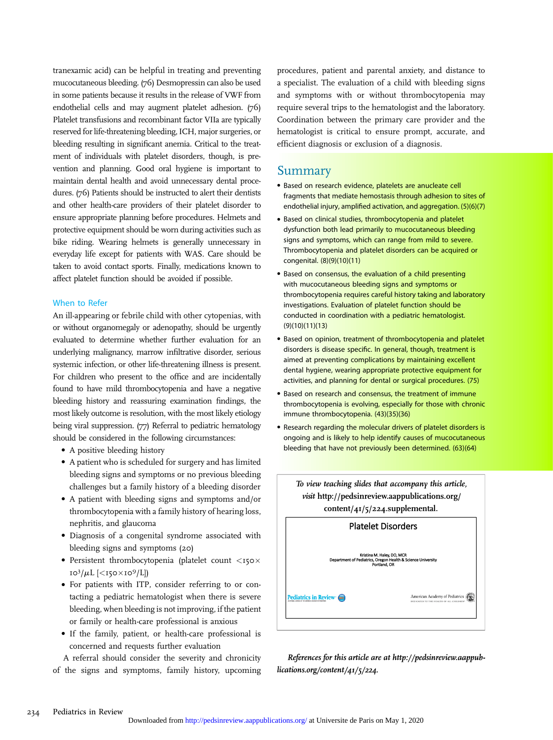tranexamic acid) can be helpful in treating and preventing mucocutaneous bleeding. (76) Desmopressin can also be used in some patients because it results in the release of VWF from endothelial cells and may augment platelet adhesion. (76) Platelet transfusions and recombinant factor VIIa are typically reserved for life-threatening bleeding, ICH, major surgeries, or bleeding resulting in significant anemia. Critical to the treatment of individuals with platelet disorders, though, is prevention and planning. Good oral hygiene is important to maintain dental health and avoid unnecessary dental procedures. (76) Patients should be instructed to alert their dentists and other health-care providers of their platelet disorder to ensure appropriate planning before procedures. Helmets and protective equipment should be worn during activities such as bike riding. Wearing helmets is generally unnecessary in everyday life except for patients with WAS. Care should be taken to avoid contact sports. Finally, medications known to affect platelet function should be avoided if possible.

### When to Refer

An ill-appearing or febrile child with other cytopenias, with or without organomegaly or adenopathy, should be urgently evaluated to determine whether further evaluation for an underlying malignancy, marrow infiltrative disorder, serious systemic infection, or other life-threatening illness is present. For children who present to the office and are incidentally found to have mild thrombocytopenia and have a negative bleeding history and reassuring examination findings, the most likely outcome is resolution, with the most likely etiology being viral suppression. (77) Referral to pediatric hematology should be considered in the following circumstances:

- A positive bleeding history
- A patient who is scheduled for surgery and has limited bleeding signs and symptoms or no previous bleeding challenges but a family history of a bleeding disorder
- A patient with bleeding signs and symptoms and/or thrombocytopenia with a family history of hearing loss, nephritis, and glaucoma
- Diagnosis of a congenital syndrome associated with bleeding signs and symptoms (20)
- Persistent thrombocytopenia (platelet count $<150\times10^3/\mu L$ [$<150\times10^9/L$])
- For patients with ITP, consider referring to or contacting a pediatric hematologist when there is severe bleeding, when bleeding is not improving, if the patient or family or health-care professional is anxious
- If the family, patient, or health-care professional is concerned and requests further evaluation

A referral should consider the severity and chronicity of the signs and symptoms, family history, upcoming procedures, patient and parental anxiety, and distance to a specialist. The evaluation of a child with bleeding signs and symptoms with or without thrombocytopenia may require several trips to the hematologist and the laboratory. Coordination between the primary care provider and the hematologist is critical to ensure prompt, accurate, and efficient diagnosis or exclusion of a diagnosis.

## Summary

- Based on research evidence, platelets are anucleate cell fragments that mediate hemostasis through adhesion to sites of endothelial injury, amplified activation, and aggregation. (5)(6)(7)
- Based on clinical studies, thrombocytopenia and platelet dysfunction both lead primarily to mucocutaneous bleeding signs and symptoms, which can range from mild to severe. Thrombocytopenia and platelet disorders can be acquired or congenital. (8)(9)(10)(11)
- Based on consensus, the evaluation of a child presenting with mucocutaneous bleeding signs and symptoms or thrombocytopenia requires careful history taking and laboratory investigations. Evaluation of platelet function should be conducted in coordination with a pediatric hematologist. (9)(10)(11)(13)
- Based on opinion, treatment of thrombocytopenia and platelet disorders is disease specific. In general, though, treatment is aimed at preventing complications by maintaining excellent dental hygiene, wearing appropriate protective equipment for activities, and planning for dental or surgical procedures. (75)
- Based on research and consensus, the treatment of immune thrombocytopenia is evolving, especially for those with chronic immune thrombocytopenia. (43)(35)(36)
- Research regarding the molecular drivers of platelet disorders is ongoing and is likely to help identify causes of mucocutaneous bleeding that have not previously been determined. (63)(64)

*To view teaching slides that accompany this article, visit* **http://pedsinreview.aappublications.org/content/41/5/224.supplemental.**

Platelet Disorders

Kristina M. Haley, DO, MCR
Department of Pediatrics, Oregon Health & Science University
Portland, OR

Pediatrics in Review

American Academy of Pediatrics

***References for this article are at http://pedsinreview.aappublications.org/content/41/5/224.***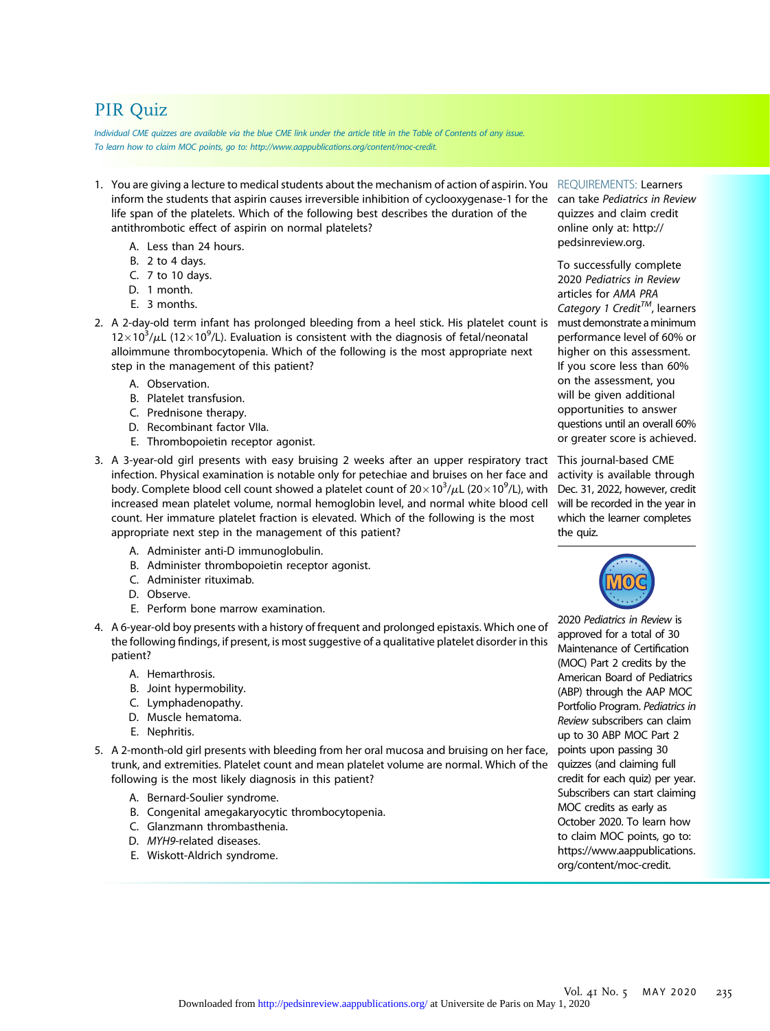# PIR Quiz

*Individual CME quizzes are available via the blue CME link under the article title in the Table of Contents of any issue. To learn how to claim MOC points, go to: http://www.aappublications.org/content/moc-credit.*

1. You are giving a lecture to medical students about the mechanism of action of aspirin. You inform the students that aspirin causes irreversible inhibition of cyclooxygenase-1 for the life span of the platelets. Which of the following best describes the duration of the antithrombotic effect of aspirin on normal platelets?
   - A. Less than 24 hours.
   - B. 2 to 4 days.
   - C. 7 to 10 days.
   - D. 1 month.
   - E. 3 months.

2. A 2-day-old term infant has prolonged bleeding from a heel stick. His platelet count is $12\times10^3/\mu L$ ($12\times10^9/L$). Evaluation is consistent with the diagnosis of fetal/neonatal alloimmune thrombocytopenia. Which of the following is the most appropriate next step in the management of this patient?
   - A. Observation.
   - B. Platelet transfusion.
   - C. Prednisone therapy.
   - D. Recombinant factor VIIa.
   - E. Thrombopoietin receptor agonist.

3. A 3-year-old girl presents with easy bruising 2 weeks after an upper respiratory tract infection. Physical examination is notable only for petechiae and bruises on her face and body. Complete blood cell count showed a platelet count of $20\times10^3/\mu L$ ($20\times10^9/L$), with increased mean platelet volume, normal hemoglobin level, and normal white blood cell count. Her immature platelet fraction is elevated. Which of the following is the most appropriate next step in the management of this patient?
   - A. Administer anti-D immunoglobulin.
   - B. Administer thrombopoietin receptor agonist.
   - C. Administer rituximab.
   - D. Observe.
   - E. Perform bone marrow examination.

4. A 6-year-old boy presents with a history of frequent and prolonged epistaxis. Which one of the following findings, if present, is most suggestive of a qualitative platelet disorder in this patient?
   - A. Hemarthrosis.
   - B. Joint hypermobility.
   - C. Lymphadenopathy.
   - D. Muscle hematoma.
   - E. Nephritis.

5. A 2-month-old girl presents with bleeding from her oral mucosa and bruising on her face, trunk, and extremities. Platelet count and mean platelet volume are normal. Which of the following is the most likely diagnosis in this patient?
   - A. Bernard-Soulier syndrome.
   - B. Congenital amegakaryocytic thrombocytopenia.
   - C. Glanzmann thrombasthenia.
   - D. *MYH9*-related diseases.
   - E. Wiskott-Aldrich syndrome.

REQUIREMENTS: Learners can take *Pediatrics in Review* quizzes and claim credit online only at: http://pedsinreview.org.

To successfully complete 2020 *Pediatrics in Review* articles for *AMA PRA Category 1 Credit*™, learners must demonstrate a minimum performance level of 60% or higher on this assessment. If you score less than 60% on the assessment, you will be given additional opportunities to answer questions until an overall 60% or greater score is achieved.

This journal-based CME activity is available through Dec. 31, 2022, however, credit will be recorded in the year in which the learner completes the quiz.

2020 *Pediatrics in Review* is approved for a total of 30 Maintenance of Certification (MOC) Part 2 credits by the American Board of Pediatrics (ABP) through the AAP MOC Portfolio Program. *Pediatrics in Review* subscribers can claim up to 30 ABP MOC Part 2 points upon passing 30 quizzes (and claiming full credit for each quiz) per year. Subscribers can start claiming MOC credits as early as October 2020. To learn how to claim MOC points, go to: https://www.aappublications.org/content/moc-credit.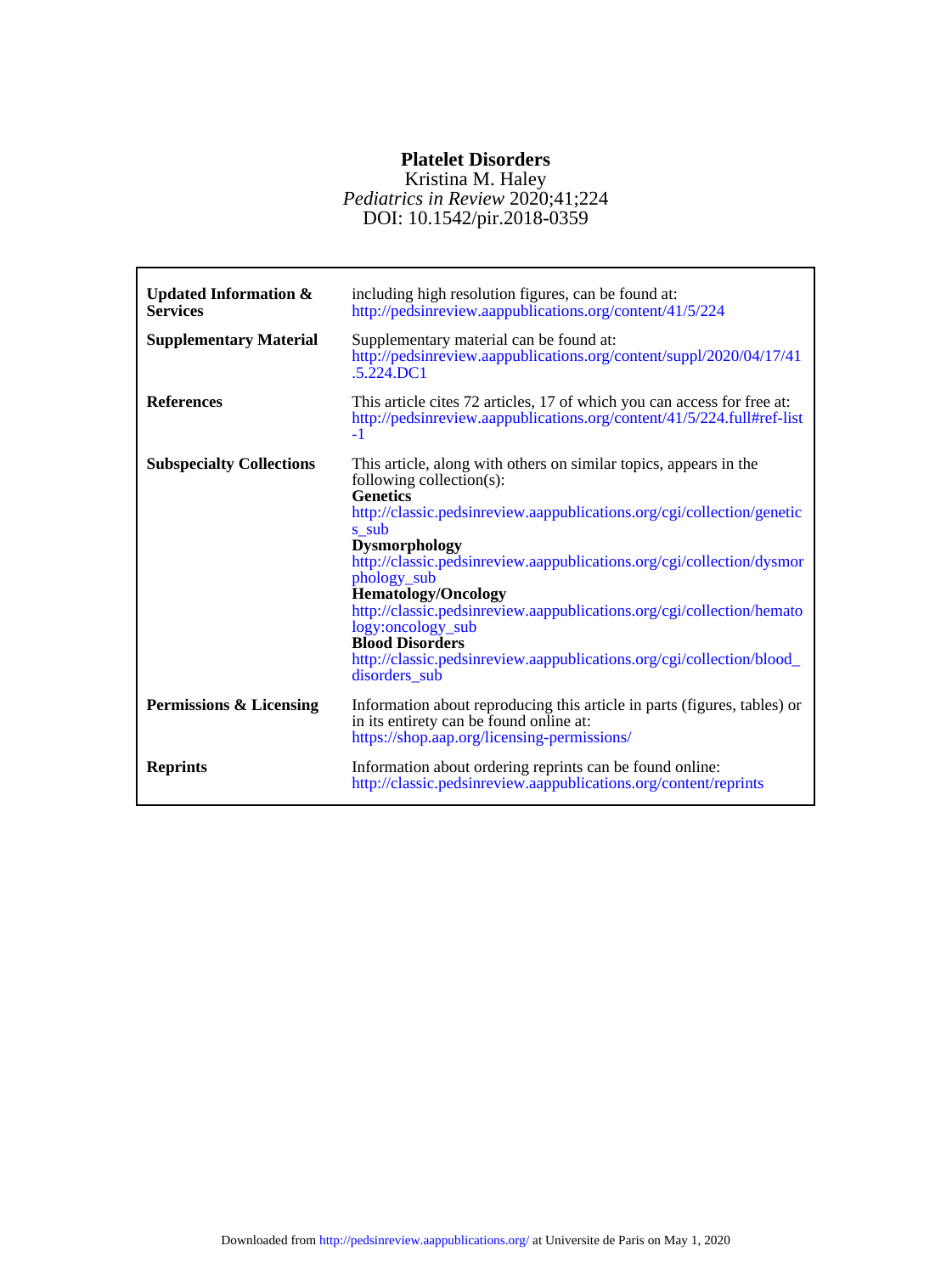# Platelet Disorders

Kristina M. Haley

*Pediatrics in Review* 2020;41;224

DOI: 10.1542/pir.2018-0359

| | |
|---|---|
| **Updated Information & Services** | including high resolution figures, can be found at: http://pedsinreview.aappublications.org/content/41/5/224 |
| **Supplementary Material** | Supplementary material can be found at: http://pedsinreview.aappublications.org/content/suppl/2020/04/17/41.5.224.DC1 |
| **References** | This article cites 72 articles, 17 of which you can access for free at: http://pedsinreview.aappublications.org/content/41/5/224.full#ref-list-1 |
| **Subspecialty Collections** | This article, along with others on similar topics, appears in the following collection(s): **Genetics** http://classic.pedsinreview.aappublications.org/cgi/collection/genetics_sub **Dysmorphology** http://classic.pedsinreview.aappublications.org/cgi/collection/dysmorphology_sub **Hematology/Oncology** http://classic.pedsinreview.aappublications.org/cgi/collection/hematology:oncology_sub **Blood Disorders** http://classic.pedsinreview.aappublications.org/cgi/collection/blood_disorders_sub |
| **Permissions & Licensing** | Information about reproducing this article in parts (figures, tables) or in its entirety can be found online at: https://shop.aap.org/licensing-permissions/ |
| **Reprints** | Information about ordering reprints can be found online: http://classic.pedsinreview.aappublications.org/content/reprints |

Downloaded from http://pedsinreview.aappublications.org/ at Universite de Paris on May 1, 2020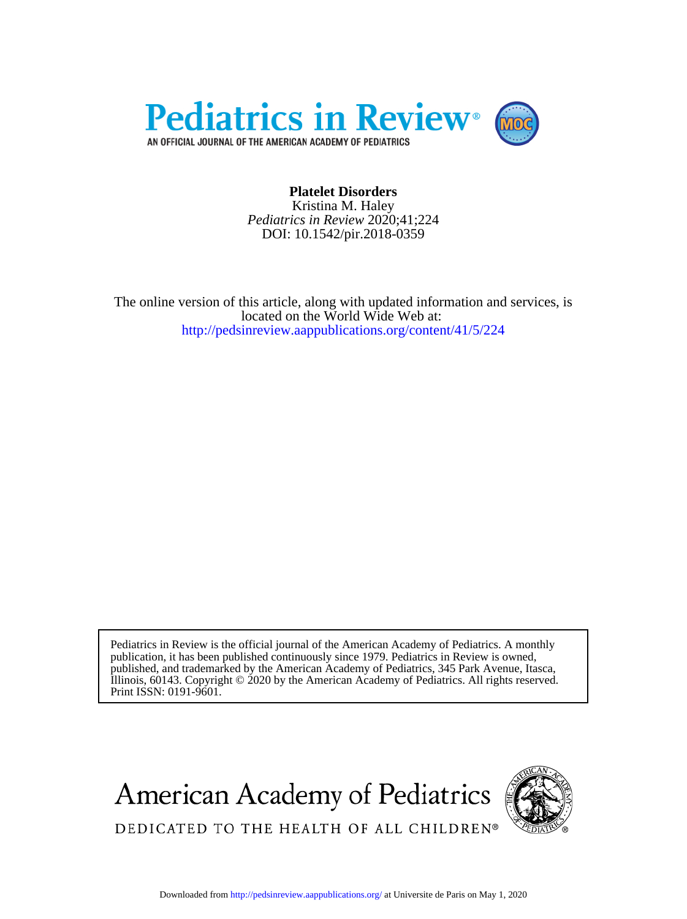**Platelet Disorders**
Kristina M. Haley
*Pediatrics in Review* 2020;41;224
DOI: 10.1542/pir.2018-0359

The online version of this article, along with updated information and services, is located on the World Wide Web at:
http://pedsinreview.aappublications.org/content/41/5/224

Pediatrics in Review is the official journal of the American Academy of Pediatrics. A monthly publication, it has been published continuously since 1979. Pediatrics in Review is owned, published, and trademarked by the American Academy of Pediatrics, 345 Park Avenue, Itasca, Illinois, 60143. Copyright © 2020 by the American Academy of Pediatrics. All rights reserved. Print ISSN: 0191-9601.

American Academy of Pediatrics

DEDICATED TO THE HEALTH OF ALL CHILDREN®